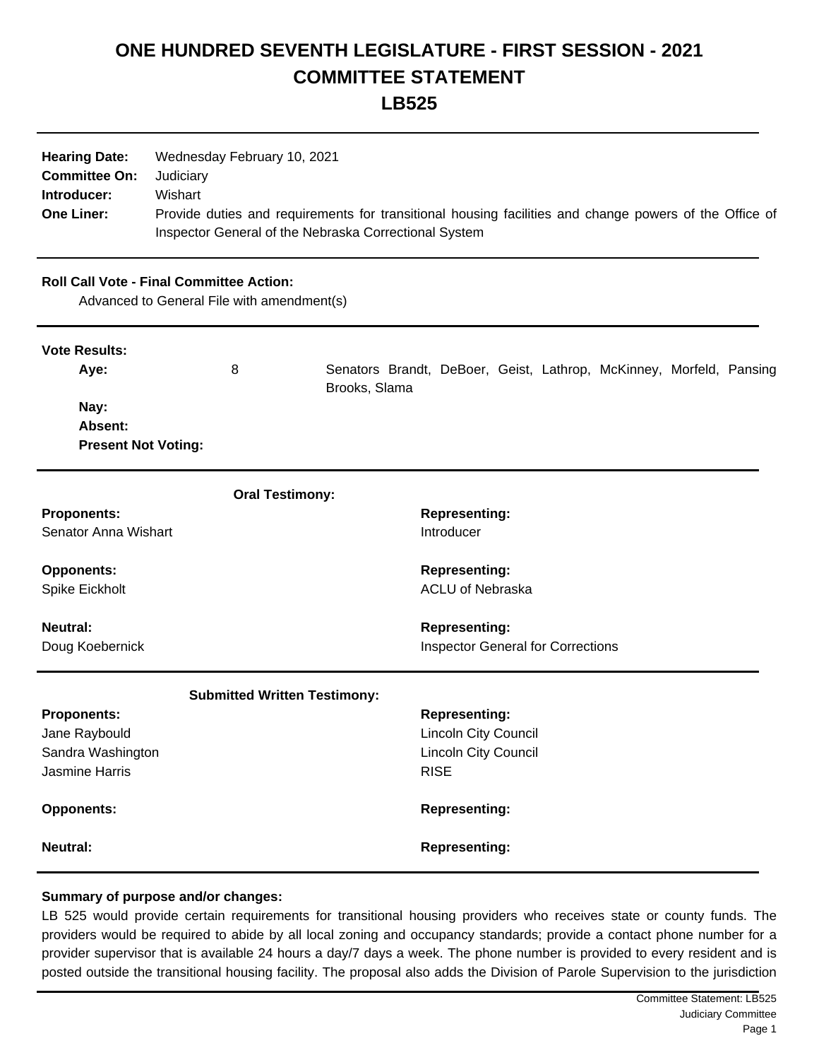# ONE HUNDRED SEVENTH LEGISLATURE - FIRST SESSION - 2021
# COMMITTEE STATEMENT
# LB525

| | |
|---|---|
| **Hearing Date:** | Wednesday February 10, 2021 |
| **Committee On:** | Judiciary |
| **Introducer:** | Wishart |
| **One Liner:** | Provide duties and requirements for transitional housing facilities and change powers of the Office of Inspector General of the Nebraska Correctional System |

**Roll Call Vote - Final Committee Action:**

Advanced to General File with amendment(s)

**Vote Results:**

| | | |
|---|---|---|
| **Aye:** | 8 | Senators Brandt, DeBoer, Geist, Lathrop, McKinney, Morfeld, Pansing Brooks, Slama |
| **Nay:** | | |
| **Absent:** | | |
| **Present Not Voting:** | | |

**Oral Testimony:**

| **Proponents:** | **Representing:** |
|---|---|
| Senator Anna Wishart | Introducer |
| **Opponents:** | **Representing:** |
| Spike Eickholt | ACLU of Nebraska |
| **Neutral:** | **Representing:** |
| Doug Koebernick | Inspector General for Corrections |

**Submitted Written Testimony:**

| **Proponents:** | **Representing:** |
|---|---|
| Jane Raybould | Lincoln City Council |
| Sandra Washington | Lincoln City Council |
| Jasmine Harris | RISE |
| **Opponents:** | **Representing:** |
| **Neutral:** | **Representing:** |

**Summary of purpose and/or changes:**

LB 525 would provide certain requirements for transitional housing providers who receives state or county funds. The providers would be required to abide by all local zoning and occupancy standards; provide a contact phone number for a provider supervisor that is available 24 hours a day/7 days a week. The phone number is provided to every resident and is posted outside the transitional housing facility. The proposal also adds the Division of Parole Supervision to the jurisdiction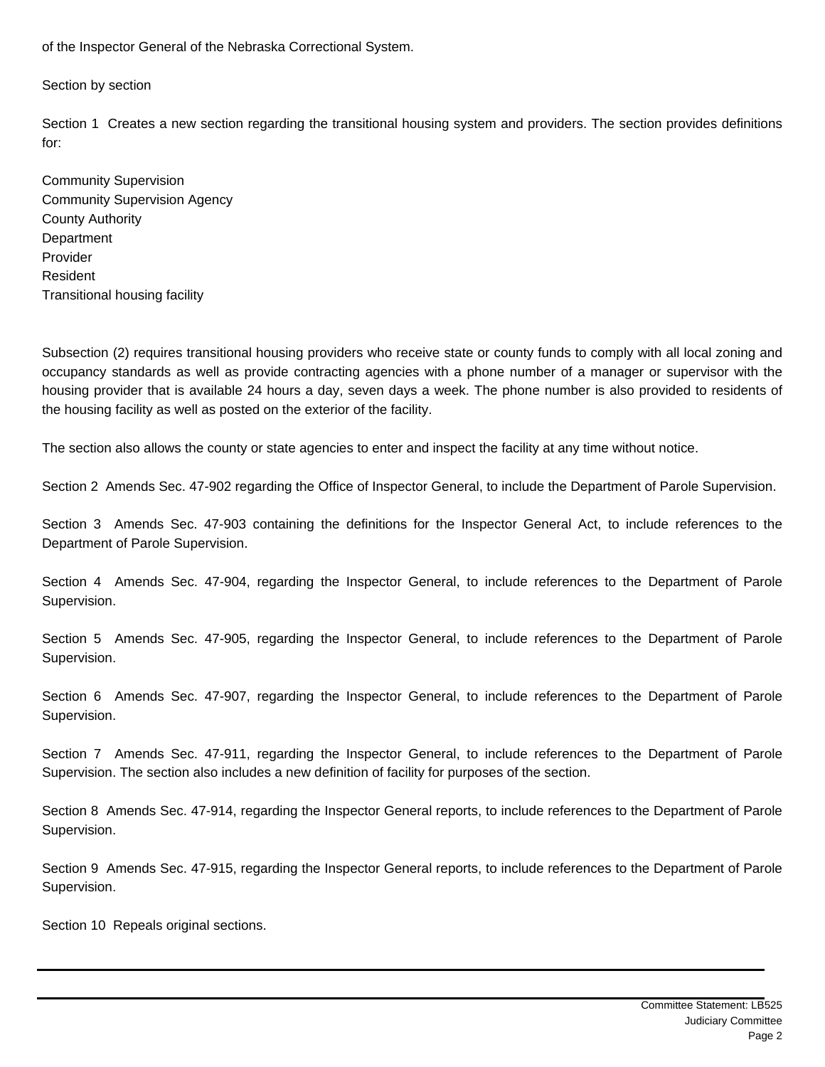of the Inspector General of the Nebraska Correctional System.

Section by section

Section 1 Creates a new section regarding the transitional housing system and providers. The section provides definitions for:

Community Supervision
Community Supervision Agency
County Authority
Department
Provider
Resident
Transitional housing facility

Subsection (2) requires transitional housing providers who receive state or county funds to comply with all local zoning and occupancy standards as well as provide contracting agencies with a phone number of a manager or supervisor with the housing provider that is available 24 hours a day, seven days a week. The phone number is also provided to residents of the housing facility as well as posted on the exterior of the facility.

The section also allows the county or state agencies to enter and inspect the facility at any time without notice.

Section 2 Amends Sec. 47-902 regarding the Office of Inspector General, to include the Department of Parole Supervision.

Section 3 Amends Sec. 47-903 containing the definitions for the Inspector General Act, to include references to the Department of Parole Supervision.

Section 4 Amends Sec. 47-904, regarding the Inspector General, to include references to the Department of Parole Supervision.

Section 5 Amends Sec. 47-905, regarding the Inspector General, to include references to the Department of Parole Supervision.

Section 6 Amends Sec. 47-907, regarding the Inspector General, to include references to the Department of Parole Supervision.

Section 7 Amends Sec. 47-911, regarding the Inspector General, to include references to the Department of Parole Supervision. The section also includes a new definition of facility for purposes of the section.

Section 8 Amends Sec. 47-914, regarding the Inspector General reports, to include references to the Department of Parole Supervision.

Section 9 Amends Sec. 47-915, regarding the Inspector General reports, to include references to the Department of Parole Supervision.

Section 10 Repeals original sections.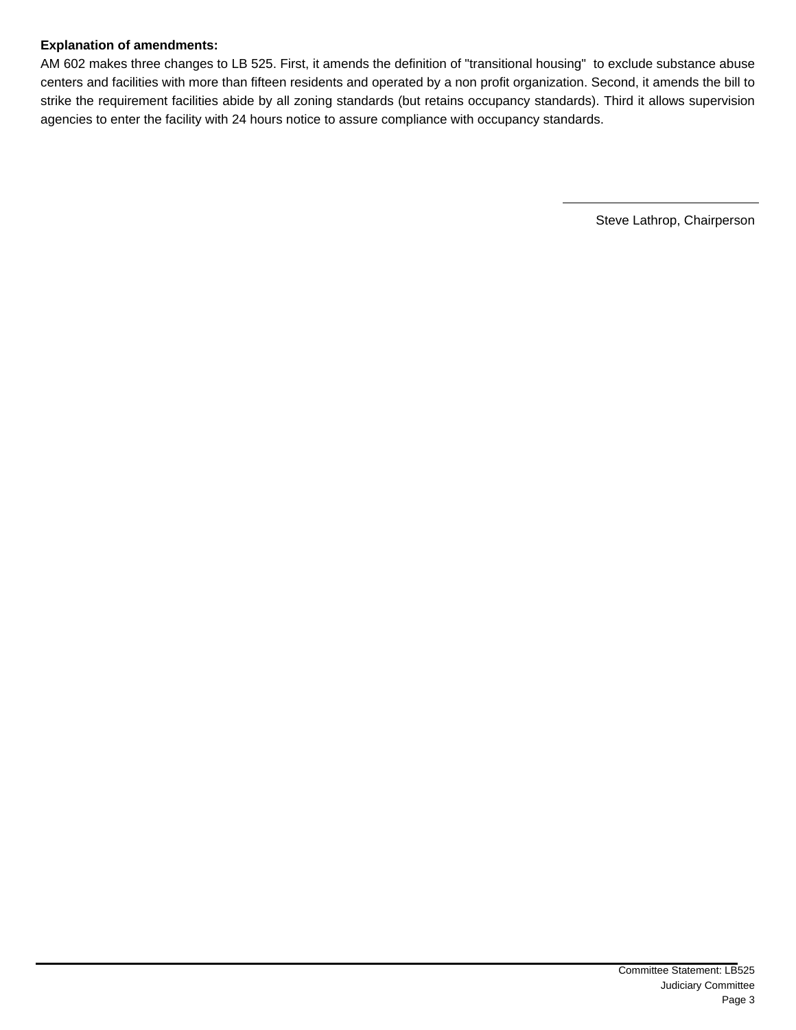**Explanation of amendments:**

AM 602 makes three changes to LB 525. First, it amends the definition of "transitional housing" to exclude substance abuse centers and facilities with more than fifteen residents and operated by a non profit organization. Second, it amends the bill to strike the requirement facilities abide by all zoning standards (but retains occupancy standards). Third it allows supervision agencies to enter the facility with 24 hours notice to assure compliance with occupancy standards.

Steve Lathrop, Chairperson